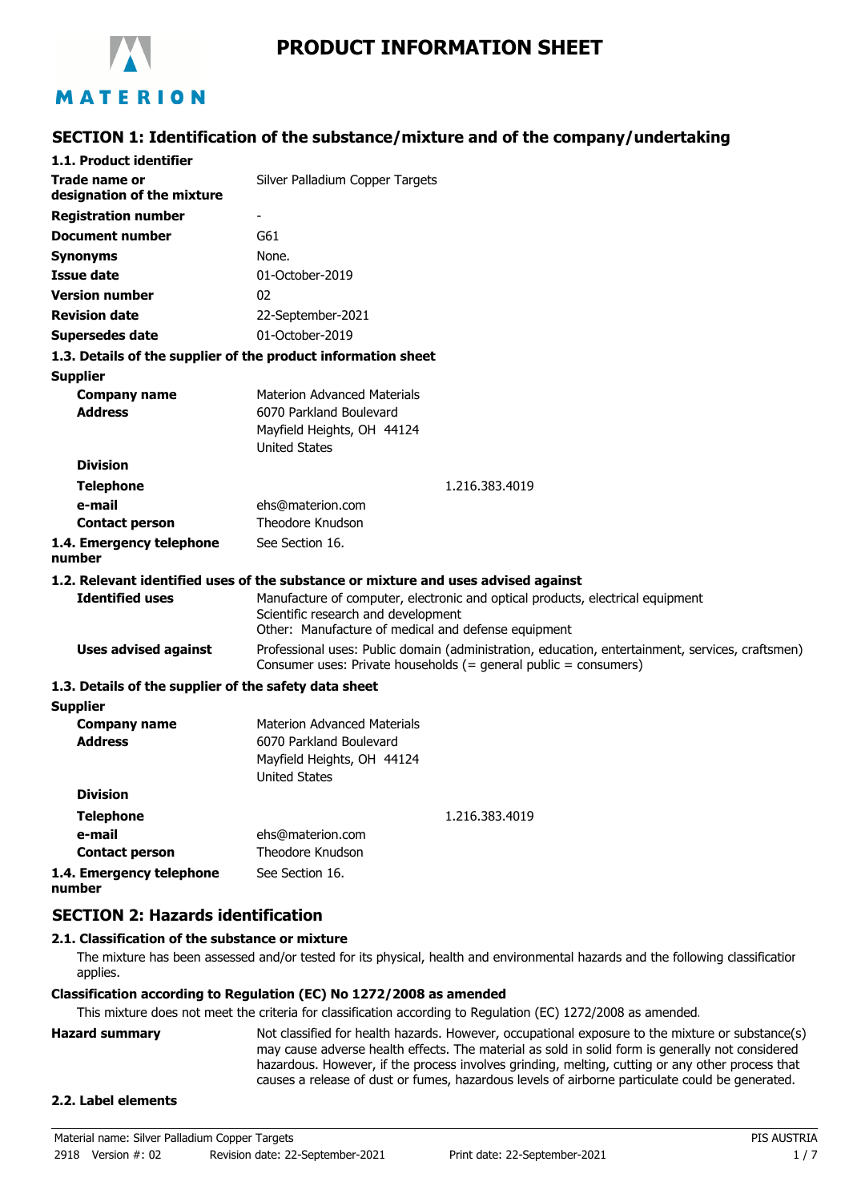# PRODUCT INFORMATION SHEET

## SECTION 1: Identification of the substance/mixture and of the company/undertaking

### 1.1. Product identifier

| | |
|---|---|
| **Trade name or designation of the mixture** | Silver Palladium Copper Targets |
| **Registration number** | - |
| **Document number** | G61 |
| **Synonyms** | None. |
| **Issue date** | 01-October-2019 |
| **Version number** | 02 |
| **Revision date** | 22-September-2021 |
| **Supersedes date** | 01-October-2019 |

### 1.3. Details of the supplier of the product information sheet

**Supplier**

| | |
|---|---|
| **Company name** | Materion Advanced Materials |
| **Address** | 6070 Parkland Boulevard<br>Mayfield Heights, OH 44124<br>United States |
| **Division** | |
| **Telephone** | 1.216.383.4019 |
| **e-mail** | ehs@materion.com |
| **Contact person** | Theodore Knudson |
| **1.4. Emergency telephone number** | See Section 16. |

### 1.2. Relevant identified uses of the substance or mixture and uses advised against

| | |
|---|---|
| **Identified uses** | Manufacture of computer, electronic and optical products, electrical equipment<br>Scientific research and development<br>Other: Manufacture of medical and defense equipment |
| **Uses advised against** | Professional uses: Public domain (administration, education, entertainment, services, craftsmen)<br>Consumer uses: Private households (= general public = consumers) |

### 1.3. Details of the supplier of the safety data sheet

**Supplier**

| | |
|---|---|
| **Company name** | Materion Advanced Materials |
| **Address** | 6070 Parkland Boulevard<br>Mayfield Heights, OH 44124<br>United States |
| **Division** | |
| **Telephone** | 1.216.383.4019 |
| **e-mail** | ehs@materion.com |
| **Contact person** | Theodore Knudson |
| **1.4. Emergency telephone number** | See Section 16. |

## SECTION 2: Hazards identification

### 2.1. Classification of the substance or mixture

The mixture has been assessed and/or tested for its physical, health and environmental hazards and the following classification applies.

**Classification according to Regulation (EC) No 1272/2008 as amended**

This mixture does not meet the criteria for classification according to Regulation (EC) 1272/2008 as amended.

**Hazard summary** Not classified for health hazards. However, occupational exposure to the mixture or substance(s) may cause adverse health effects. The material as sold in solid form is generally not considered hazardous. However, if the process involves grinding, melting, cutting or any other process that causes a release of dust or fumes, hazardous levels of airborne particulate could be generated.

### 2.2. Label elements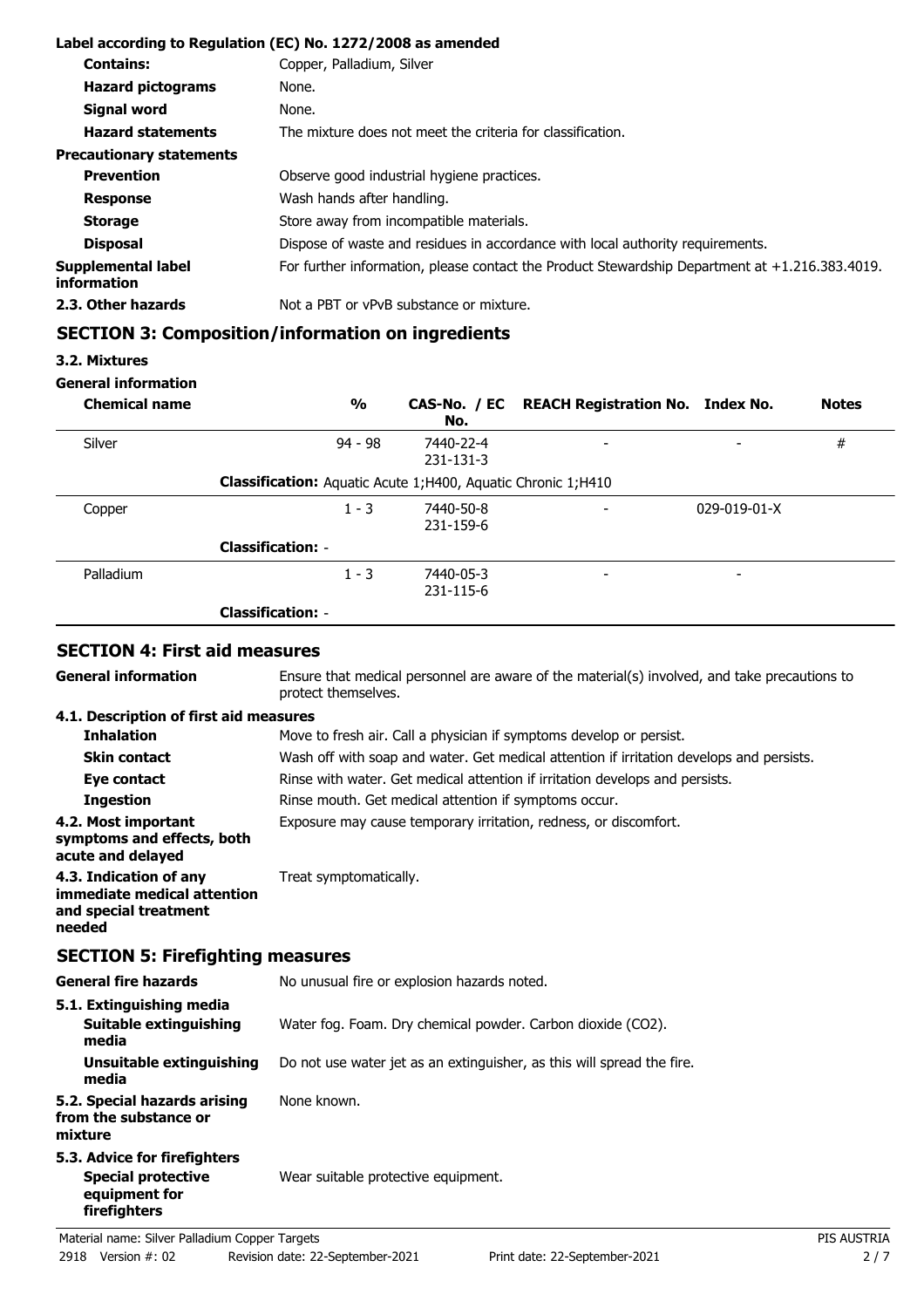**Label according to Regulation (EC) No. 1272/2008 as amended**

| | |
|---|---|
| **Contains:** | Copper, Palladium, Silver |
| **Hazard pictograms** | None. |
| **Signal word** | None. |
| **Hazard statements** | The mixture does not meet the criteria for classification. |
| **Precautionary statements** | |
| **Prevention** | Observe good industrial hygiene practices. |
| **Response** | Wash hands after handling. |
| **Storage** | Store away from incompatible materials. |
| **Disposal** | Dispose of waste and residues in accordance with local authority requirements. |
| **Supplemental label information** | For further information, please contact the Product Stewardship Department at +1.216.383.4019. |
| **2.3. Other hazards** | Not a PBT or vPvB substance or mixture. |

## SECTION 3: Composition/information on ingredients

### 3.2. Mixtures

**General information**

| Chemical name | % | CAS-No. / EC No. | REACH Registration No. | Index No. | Notes |
|---|---|---|---|---|---|
| Silver | 94 - 98 | 7440-22-4<br>231-131-3 | - | - | # |
| | **Classification:** Aquatic Acute 1;H400, Aquatic Chronic 1;H410 | | | | |
| Copper | 1 - 3 | 7440-50-8<br>231-159-6 | - | 029-019-01-X | |
| | **Classification:** - | | | | |
| Palladium | 1 - 3 | 7440-05-3<br>231-115-6 | - | - | |
| | **Classification:** - | | | | |

## SECTION 4: First aid measures

| | |
|---|---|
| **General information** | Ensure that medical personnel are aware of the material(s) involved, and take precautions to protect themselves. |
| **4.1. Description of first aid measures** | |
| **Inhalation** | Move to fresh air. Call a physician if symptoms develop or persist. |
| **Skin contact** | Wash off with soap and water. Get medical attention if irritation develops and persists. |
| **Eye contact** | Rinse with water. Get medical attention if irritation develops and persists. |
| **Ingestion** | Rinse mouth. Get medical attention if symptoms occur. |
| **4.2. Most important symptoms and effects, both acute and delayed** | Exposure may cause temporary irritation, redness, or discomfort. |
| **4.3. Indication of any immediate medical attention and special treatment needed** | Treat symptomatically. |

## SECTION 5: Firefighting measures

| | |
|---|---|
| **General fire hazards** | No unusual fire or explosion hazards noted. |
| **5.1. Extinguishing media** | |
| **Suitable extinguishing media** | Water fog. Foam. Dry chemical powder. Carbon dioxide ($CO_2$). |
| **Unsuitable extinguishing media** | Do not use water jet as an extinguisher, as this will spread the fire. |
| **5.2. Special hazards arising from the substance or mixture** | None known. |
| **5.3. Advice for firefighters** | |
| **Special protective equipment for firefighters** | Wear suitable protective equipment. |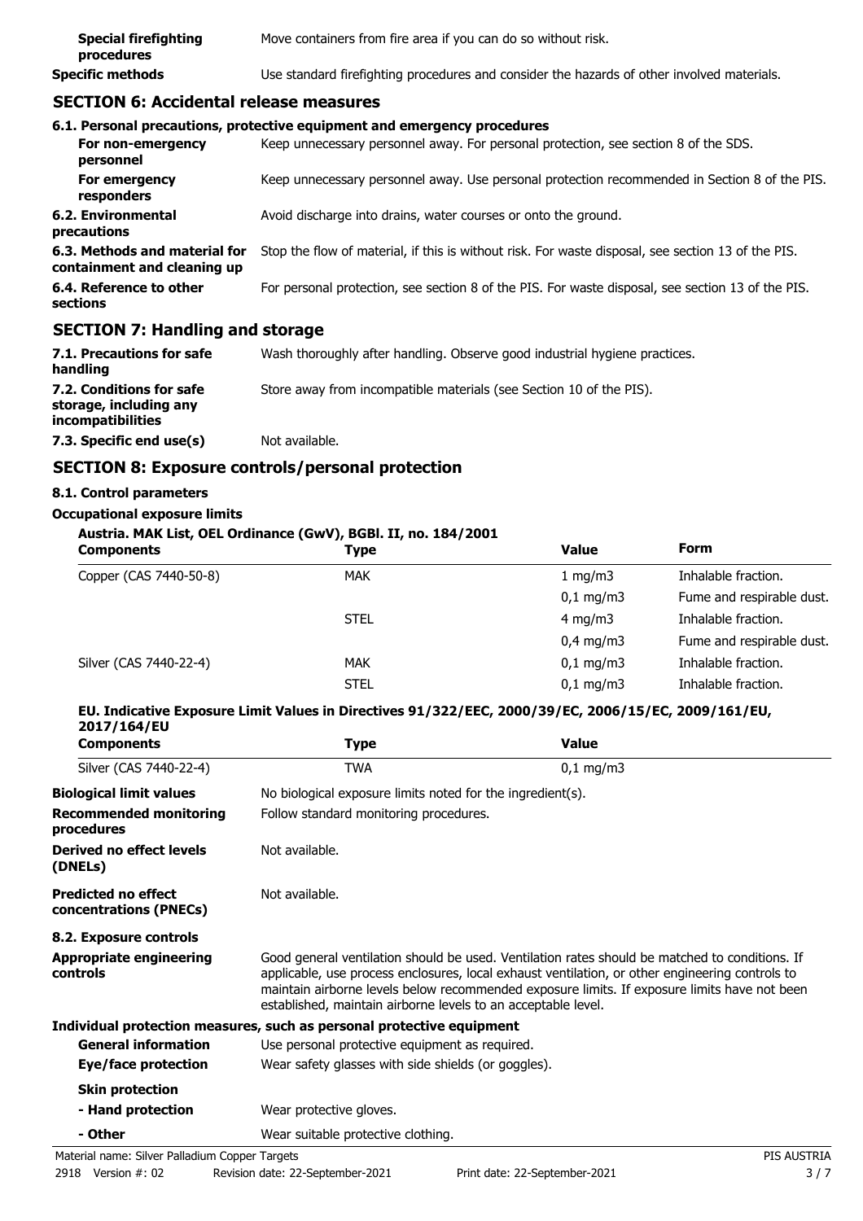| | |
|---|---|
| **Special firefighting procedures** | Move containers from fire area if you can do so without risk. |
| **Specific methods** | Use standard firefighting procedures and consider the hazards of other involved materials. |

## SECTION 6: Accidental release measures

### 6.1. Personal precautions, protective equipment and emergency procedures

| | |
|---|---|
| **For non-emergency personnel** | Keep unnecessary personnel away. For personal protection, see section 8 of the SDS. |
| **For emergency responders** | Keep unnecessary personnel away. Use personal protection recommended in Section 8 of the PIS. |
| **6.2. Environmental precautions** | Avoid discharge into drains, water courses or onto the ground. |
| **6.3. Methods and material for containment and cleaning up** | Stop the flow of material, if this is without risk. For waste disposal, see section 13 of the PIS. |
| **6.4. Reference to other sections** | For personal protection, see section 8 of the PIS. For waste disposal, see section 13 of the PIS. |

## SECTION 7: Handling and storage

| | |
|---|---|
| **7.1. Precautions for safe handling** | Wash thoroughly after handling. Observe good industrial hygiene practices. |
| **7.2. Conditions for safe storage, including any incompatibilities** | Store away from incompatible materials (see Section 10 of the PIS). |
| **7.3. Specific end use(s)** | Not available. |

## SECTION 8: Exposure controls/personal protection

### 8.1. Control parameters

**Occupational exposure limits**

**Austria. MAK List, OEL Ordinance (GwV), BGBl. II, no. 184/2001**

| Components | Type | Value | Form |
|---|---|---|---|
| Copper (CAS 7440-50-8) | MAK | 1 mg/m3 | Inhalable fraction. |
| | | 0,1 mg/m3 | Fume and respirable dust. |
| | STEL | 4 mg/m3 | Inhalable fraction. |
| | | 0,4 mg/m3 | Fume and respirable dust. |
| Silver (CAS 7440-22-4) | MAK | 0,1 mg/m3 | Inhalable fraction. |
| | STEL | 0,1 mg/m3 | Inhalable fraction. |

**EU. Indicative Exposure Limit Values in Directives 91/322/EEC, 2000/39/EC, 2006/15/EC, 2009/161/EU, 2017/164/EU**

| Components | Type | Value |
|---|---|---|
| Silver (CAS 7440-22-4) | TWA | 0,1 mg/m3 |

| | |
|---|---|
| **Biological limit values** | No biological exposure limits noted for the ingredient(s). |
| **Recommended monitoring procedures** | Follow standard monitoring procedures. |
| **Derived no effect levels (DNELs)** | Not available. |
| **Predicted no effect concentrations (PNECs)** | Not available. |

### 8.2. Exposure controls

| | |
|---|---|
| **Appropriate engineering controls** | Good general ventilation should be used. Ventilation rates should be matched to conditions. If applicable, use process enclosures, local exhaust ventilation, or other engineering controls to maintain airborne levels below recommended exposure limits. If exposure limits have not been established, maintain airborne levels to an acceptable level. |

**Individual protection measures, such as personal protective equipment**

| | |
|---|---|
| **General information** | Use personal protective equipment as required. |
| **Eye/face protection** | Wear safety glasses with side shields (or goggles). |
| **Skin protection** | |
| **- Hand protection** | Wear protective gloves. |
| **- Other** | Wear suitable protective clothing. |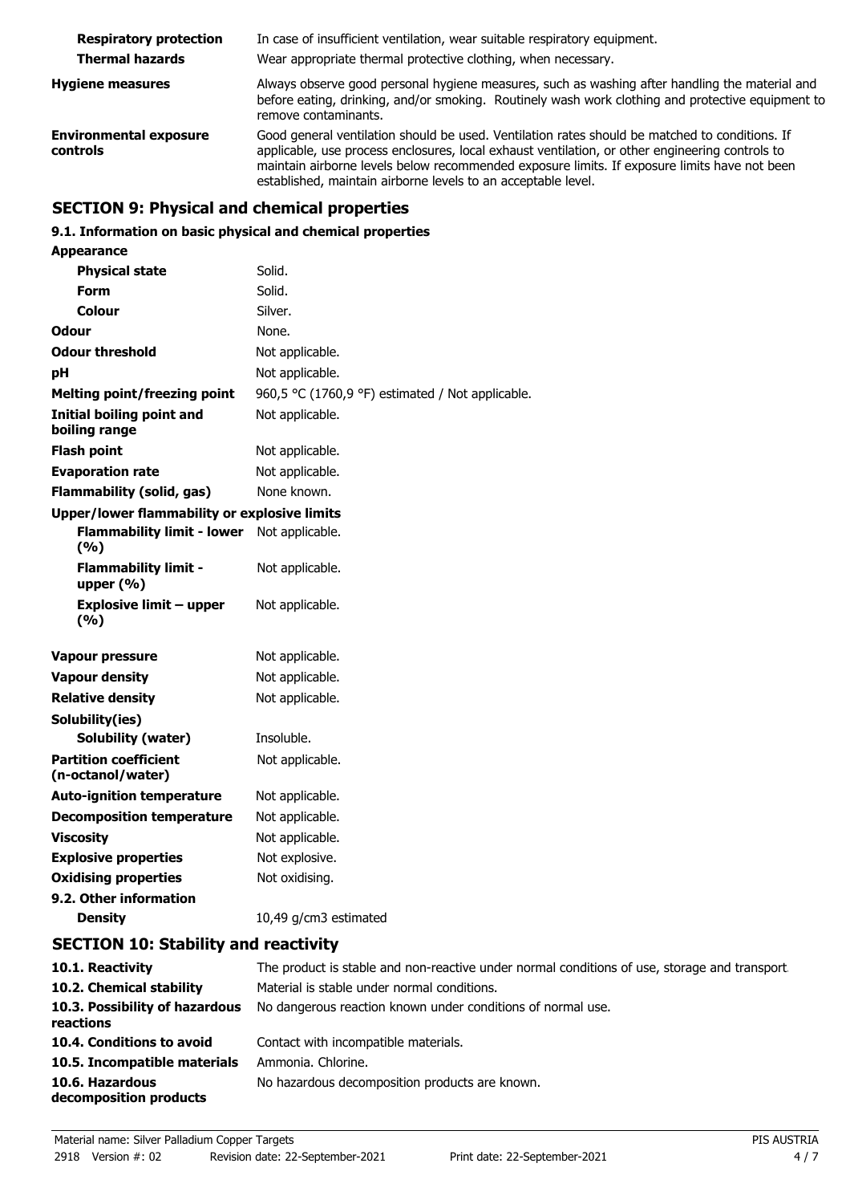| | |
|---|---|
| **Respiratory protection** | In case of insufficient ventilation, wear suitable respiratory equipment. |
| **Thermal hazards** | Wear appropriate thermal protective clothing, when necessary. |
| **Hygiene measures** | Always observe good personal hygiene measures, such as washing after handling the material and before eating, drinking, and/or smoking. Routinely wash work clothing and protective equipment to remove contaminants. |
| **Environmental exposure controls** | Good general ventilation should be used. Ventilation rates should be matched to conditions. If applicable, use process enclosures, local exhaust ventilation, or other engineering controls to maintain airborne levels below recommended exposure limits. If exposure limits have not been established, maintain airborne levels to an acceptable level. |

## SECTION 9: Physical and chemical properties

### 9.1. Information on basic physical and chemical properties

| | |
|---|---|
| **Appearance** | |
| **Physical state** | Solid. |
| **Form** | Solid. |
| **Colour** | Silver. |
| **Odour** | None. |
| **Odour threshold** | Not applicable. |
| **pH** | Not applicable. |
| **Melting point/freezing point** | 960,5 °C (1760,9 °F) estimated / Not applicable. |
| **Initial boiling point and boiling range** | Not applicable. |
| **Flash point** | Not applicable. |
| **Evaporation rate** | Not applicable. |
| **Flammability (solid, gas)** | None known. |
| **Upper/lower flammability or explosive limits** | |
| **Flammability limit - lower (%)** | Not applicable. |
| **Flammability limit - upper (%)** | Not applicable. |
| **Explosive limit – upper (%)** | Not applicable. |
| **Vapour pressure** | Not applicable. |
| **Vapour density** | Not applicable. |
| **Relative density** | Not applicable. |
| **Solubility(ies)** | |
| **Solubility (water)** | Insoluble. |
| **Partition coefficient (n-octanol/water)** | Not applicable. |
| **Auto-ignition temperature** | Not applicable. |
| **Decomposition temperature** | Not applicable. |
| **Viscosity** | Not applicable. |
| **Explosive properties** | Not explosive. |
| **Oxidising properties** | Not oxidising. |
| **9.2. Other information** | |
| **Density** | 10,49 g/cm3 estimated |

## SECTION 10: Stability and reactivity

| | |
|---|---|
| **10.1. Reactivity** | The product is stable and non-reactive under normal conditions of use, storage and transport. |
| **10.2. Chemical stability** | Material is stable under normal conditions. |
| **10.3. Possibility of hazardous reactions** | No dangerous reaction known under conditions of normal use. |
| **10.4. Conditions to avoid** | Contact with incompatible materials. |
| **10.5. Incompatible materials** | Ammonia. Chlorine. |
| **10.6. Hazardous decomposition products** | No hazardous decomposition products are known. |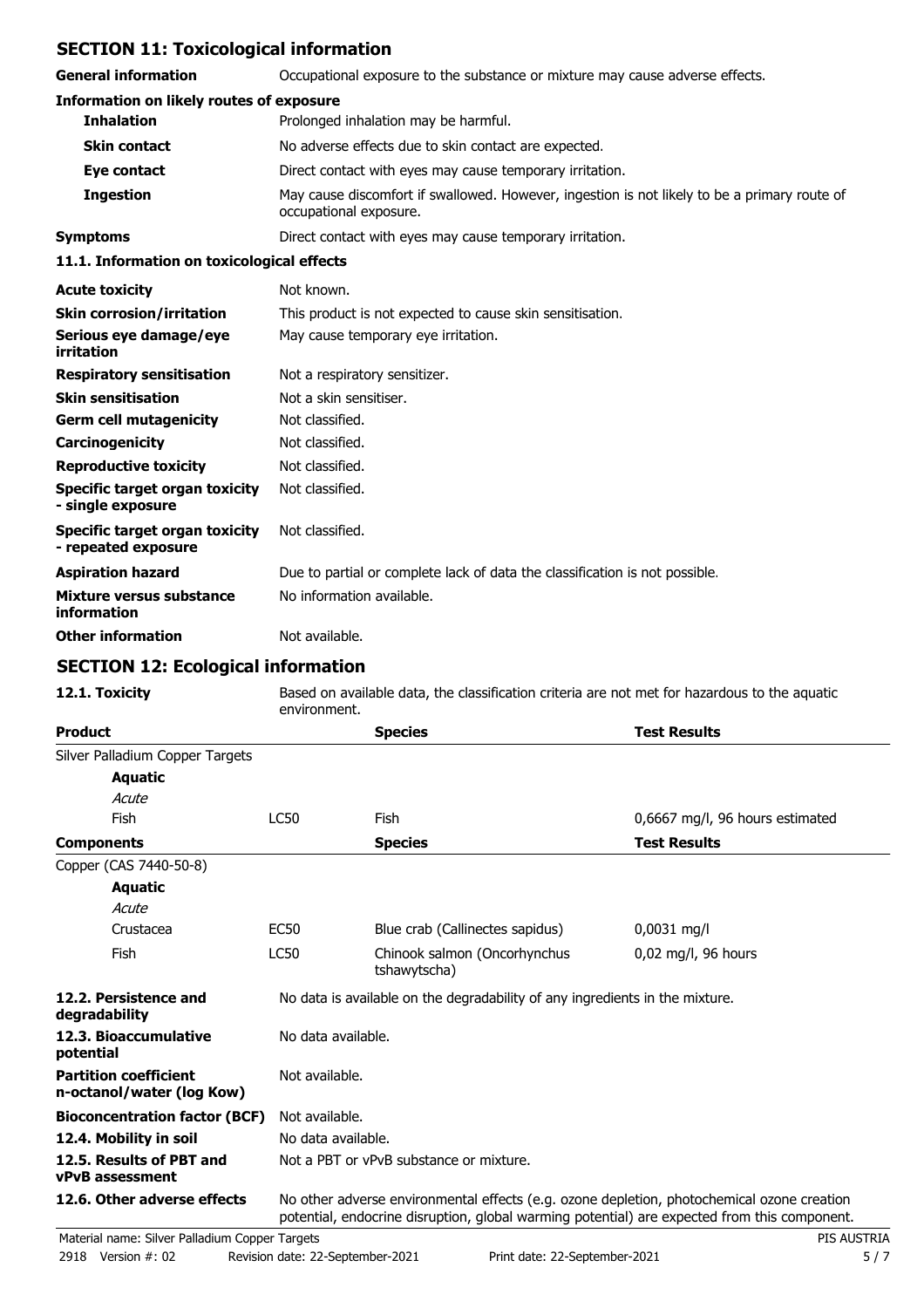## SECTION 11: Toxicological information

**General information** Occupational exposure to the substance or mixture may cause adverse effects.

**Information on likely routes of exposure**

| | |
|---|---|
| **Inhalation** | Prolonged inhalation may be harmful. |
| **Skin contact** | No adverse effects due to skin contact are expected. |
| **Eye contact** | Direct contact with eyes may cause temporary irritation. |
| **Ingestion** | May cause discomfort if swallowed. However, ingestion is not likely to be a primary route of occupational exposure. |
| **Symptoms** | Direct contact with eyes may cause temporary irritation. |

**11.1. Information on toxicological effects**

| | |
|---|---|
| **Acute toxicity** | Not known. |
| **Skin corrosion/irritation** | This product is not expected to cause skin sensitisation. |
| **Serious eye damage/eye irritation** | May cause temporary eye irritation. |
| **Respiratory sensitisation** | Not a respiratory sensitizer. |
| **Skin sensitisation** | Not a skin sensitiser. |
| **Germ cell mutagenicity** | Not classified. |
| **Carcinogenicity** | Not classified. |
| **Reproductive toxicity** | Not classified. |
| **Specific target organ toxicity - single exposure** | Not classified. |
| **Specific target organ toxicity - repeated exposure** | Not classified. |
| **Aspiration hazard** | Due to partial or complete lack of data the classification is not possible. |
| **Mixture versus substance information** | No information available. |
| **Other information** | Not available. |

## SECTION 12: Ecological information

**12.1. Toxicity** Based on available data, the classification criteria are not met for hazardous to the aquatic environment.

| **Product** | | **Species** | **Test Results** |
|---|---|---|---|
| Silver Palladium Copper Targets | | | |
| **Aquatic** | | | |
| *Acute* | | | |
| Fish | LC50 | Fish | 0,6667 mg/l, 96 hours estimated |
| **Components** | | **Species** | **Test Results** |
| Copper (CAS 7440-50-8) | | | |
| **Aquatic** | | | |
| *Acute* | | | |
| Crustacea | EC50 | Blue crab (Callinectes sapidus) | 0,0031 mg/l |
| Fish | LC50 | Chinook salmon (Oncorhynchus tshawytscha) | 0,02 mg/l, 96 hours |

| | |
|---|---|
| **12.2. Persistence and degradability** | No data is available on the degradability of any ingredients in the mixture. |
| **12.3. Bioaccumulative potential** | No data available. |
| **Partition coefficient n-octanol/water (log Kow)** | Not available. |
| **Bioconcentration factor (BCF)** | Not available. |
| **12.4. Mobility in soil** | No data available. |
| **12.5. Results of PBT and vPvB assessment** | Not a PBT or vPvB substance or mixture. |
| **12.6. Other adverse effects** | No other adverse environmental effects (e.g. ozone depletion, photochemical ozone creation potential, endocrine disruption, global warming potential) are expected from this component. |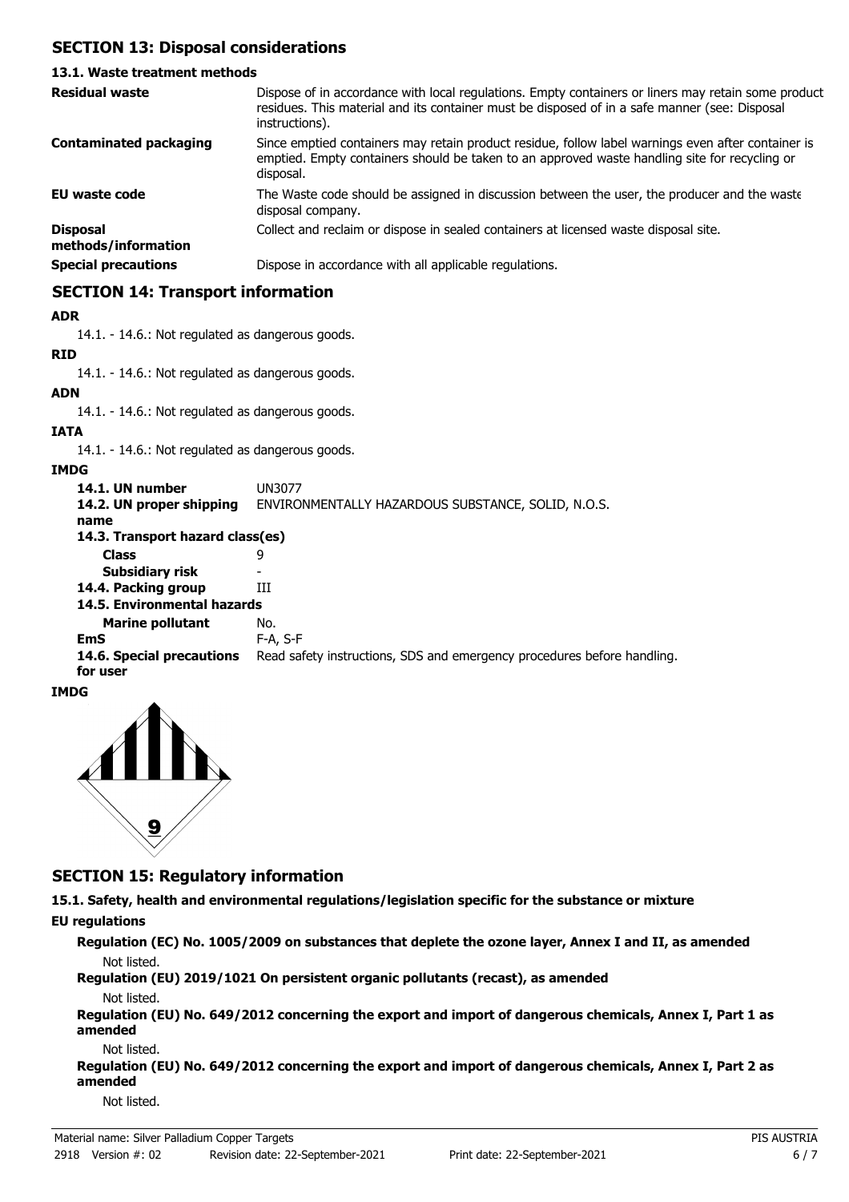## SECTION 13: Disposal considerations

### 13.1. Waste treatment methods

| | |
|---|---|
| **Residual waste** | Dispose of in accordance with local regulations. Empty containers or liners may retain some product residues. This material and its container must be disposed of in a safe manner (see: Disposal instructions). |
| **Contaminated packaging** | Since emptied containers may retain product residue, follow label warnings even after container is emptied. Empty containers should be taken to an approved waste handling site for recycling or disposal. |
| **EU waste code** | The Waste code should be assigned in discussion between the user, the producer and the waste disposal company. |
| **Disposal methods/information** | Collect and reclaim or dispose in sealed containers at licensed waste disposal site. |
| **Special precautions** | Dispose in accordance with all applicable regulations. |

## SECTION 14: Transport information

**ADR**

14.1. - 14.6.: Not regulated as dangerous goods.

**RID**

14.1. - 14.6.: Not regulated as dangerous goods.

**ADN**

14.1. - 14.6.: Not regulated as dangerous goods.

**IATA**

14.1. - 14.6.: Not regulated as dangerous goods.

**IMDG**

| | |
|---|---|
| **14.1. UN number** | UN3077 |
| **14.2. UN proper shipping name** | ENVIRONMENTALLY HAZARDOUS SUBSTANCE, SOLID, N.O.S. |
| **14.3. Transport hazard class(es)** | |
| **Class** | 9 |
| **Subsidiary risk** | - |
| **14.4. Packing group** | III |
| **14.5. Environmental hazards** | |
| **Marine pollutant** | No. |
| **EmS** | F-A, S-F |
| **14.6. Special precautions for user** | Read safety instructions, SDS and emergency procedures before handling. |

**IMDG**

9

## SECTION 15: Regulatory information

**15.1. Safety, health and environmental regulations/legislation specific for the substance or mixture**

**EU regulations**

**Regulation (EC) No. 1005/2009 on substances that deplete the ozone layer, Annex I and II, as amended**

Not listed.

**Regulation (EU) 2019/1021 On persistent organic pollutants (recast), as amended**

Not listed.

**Regulation (EU) No. 649/2012 concerning the export and import of dangerous chemicals, Annex I, Part 1 as amended**

Not listed.

**Regulation (EU) No. 649/2012 concerning the export and import of dangerous chemicals, Annex I, Part 2 as amended**

Not listed.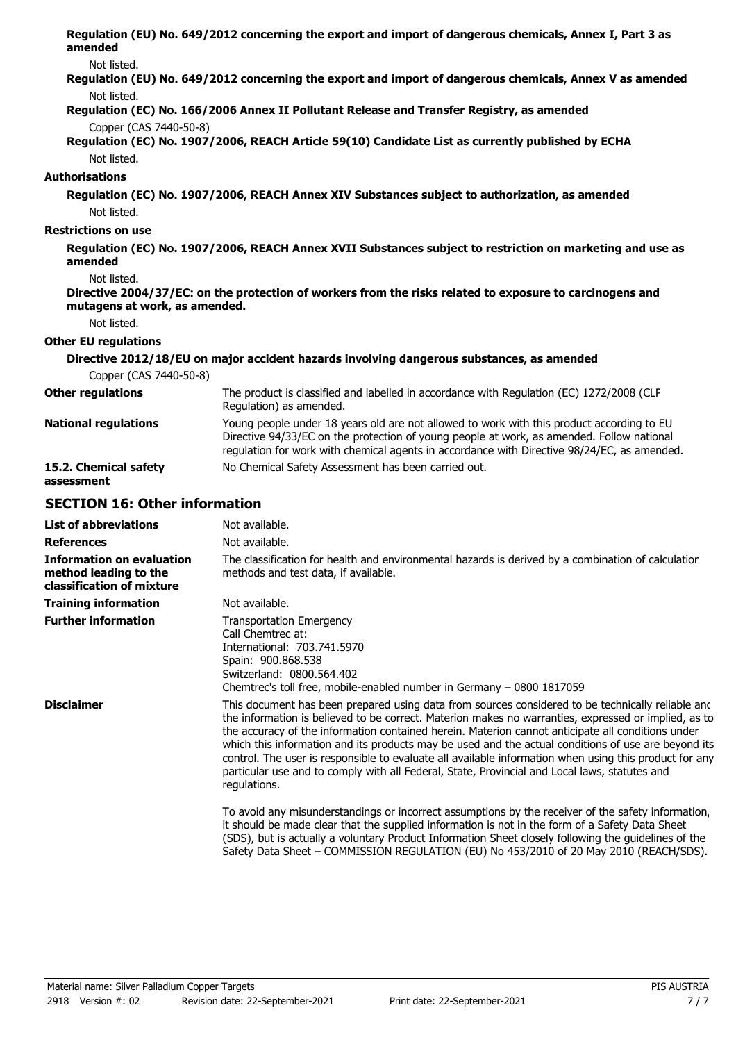**Regulation (EU) No. 649/2012 concerning the export and import of dangerous chemicals, Annex I, Part 3 as amended**

Not listed.

**Regulation (EU) No. 649/2012 concerning the export and import of dangerous chemicals, Annex V as amended**

Not listed.

**Regulation (EC) No. 166/2006 Annex II Pollutant Release and Transfer Registry, as amended**

Copper (CAS 7440-50-8)

**Regulation (EC) No. 1907/2006, REACH Article 59(10) Candidate List as currently published by ECHA**

Not listed.

**Authorisations**

**Regulation (EC) No. 1907/2006, REACH Annex XIV Substances subject to authorization, as amended**

Not listed.

**Restrictions on use**

**Regulation (EC) No. 1907/2006, REACH Annex XVII Substances subject to restriction on marketing and use as amended**

Not listed.

**Directive 2004/37/EC: on the protection of workers from the risks related to exposure to carcinogens and mutagens at work, as amended.**

Not listed.

**Other EU regulations**

**Directive 2012/18/EU on major accident hazards involving dangerous substances, as amended**

Copper (CAS 7440-50-8)

**Other regulations** — The product is classified and labelled in accordance with Regulation (EC) 1272/2008 (CLP Regulation) as amended.

**National regulations** — Young people under 18 years old are not allowed to work with this product according to EU Directive 94/33/EC on the protection of young people at work, as amended. Follow national regulation for work with chemical agents in accordance with Directive 98/24/EC, as amended.

**15.2. Chemical safety assessment** — No Chemical Safety Assessment has been carried out.

## SECTION 16: Other information

**List of abbreviations** — Not available.

**References** — Not available.

**Information on evaluation method leading to the classification of mixture** — The classification for health and environmental hazards is derived by a combination of calculation methods and test data, if available.

**Training information** — Not available.

**Further information** — Transportation Emergency
Call Chemtrec at:
International: 703.741.5970
Spain: 900.868.538
Switzerland: 0800.564.402
Chemtrec's toll free, mobile-enabled number in Germany – 0800 1817059

**Disclaimer** — This document has been prepared using data from sources considered to be technically reliable and the information is believed to be correct. Materion makes no warranties, expressed or implied, as to the accuracy of the information contained herein. Materion cannot anticipate all conditions under which this information and its products may be used and the actual conditions of use are beyond its control. The user is responsible to evaluate all available information when using this product for any particular use and to comply with all Federal, State, Provincial and Local laws, statutes and regulations.

To avoid any misunderstandings or incorrect assumptions by the receiver of the safety information, it should be made clear that the supplied information is not in the form of a Safety Data Sheet (SDS), but is actually a voluntary Product Information Sheet closely following the guidelines of the Safety Data Sheet – COMMISSION REGULATION (EU) No 453/2010 of 20 May 2010 (REACH/SDS).